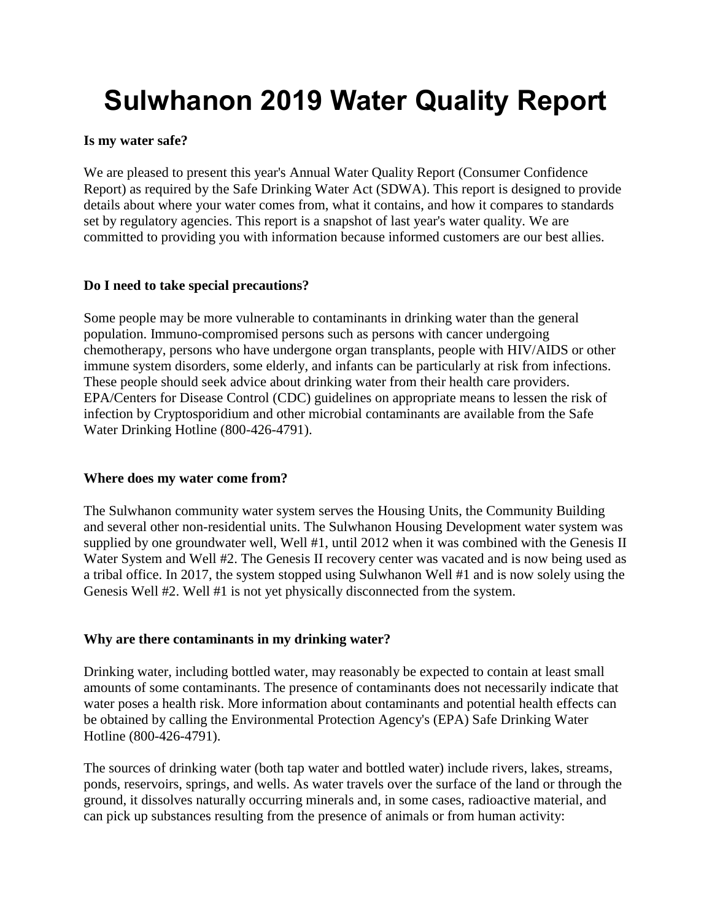# Sulwhanon 2019 Water Quality Report

**Is my water safe?**

We are pleased to present this year's Annual Water Quality Report (Consumer Confidence Report) as required by the Safe Drinking Water Act (SDWA). This report is designed to provide details about where your water comes from, what it contains, and how it compares to standards set by regulatory agencies. This report is a snapshot of last year's water quality. We are committed to providing you with information because informed customers are our best allies.

**Do I need to take special precautions?**

Some people may be more vulnerable to contaminants in drinking water than the general population. Immuno-compromised persons such as persons with cancer undergoing chemotherapy, persons who have undergone organ transplants, people with HIV/AIDS or other immune system disorders, some elderly, and infants can be particularly at risk from infections. These people should seek advice about drinking water from their health care providers. EPA/Centers for Disease Control (CDC) guidelines on appropriate means to lessen the risk of infection by Cryptosporidium and other microbial contaminants are available from the Safe Water Drinking Hotline (800-426-4791).

**Where does my water come from?**

The Sulwhanon community water system serves the Housing Units, the Community Building and several other non-residential units. The Sulwhanon Housing Development water system was supplied by one groundwater well, Well #1, until 2012 when it was combined with the Genesis II Water System and Well #2. The Genesis II recovery center was vacated and is now being used as a tribal office. In 2017, the system stopped using Sulwhanon Well #1 and is now solely using the Genesis Well #2. Well #1 is not yet physically disconnected from the system.

**Why are there contaminants in my drinking water?**

Drinking water, including bottled water, may reasonably be expected to contain at least small amounts of some contaminants. The presence of contaminants does not necessarily indicate that water poses a health risk. More information about contaminants and potential health effects can be obtained by calling the Environmental Protection Agency's (EPA) Safe Drinking Water Hotline (800-426-4791).

The sources of drinking water (both tap water and bottled water) include rivers, lakes, streams, ponds, reservoirs, springs, and wells. As water travels over the surface of the land or through the ground, it dissolves naturally occurring minerals and, in some cases, radioactive material, and can pick up substances resulting from the presence of animals or from human activity: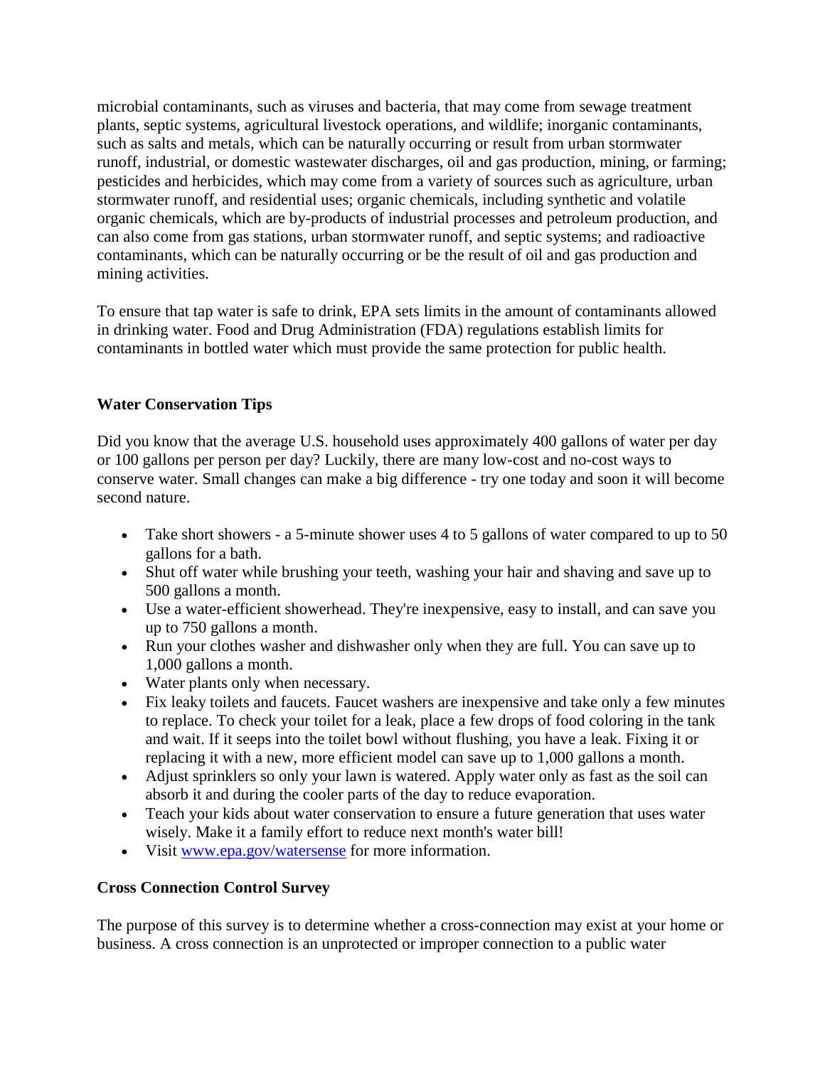microbial contaminants, such as viruses and bacteria, that may come from sewage treatment plants, septic systems, agricultural livestock operations, and wildlife; inorganic contaminants, such as salts and metals, which can be naturally occurring or result from urban stormwater runoff, industrial, or domestic wastewater discharges, oil and gas production, mining, or farming; pesticides and herbicides, which may come from a variety of sources such as agriculture, urban stormwater runoff, and residential uses; organic chemicals, including synthetic and volatile organic chemicals, which are by-products of industrial processes and petroleum production, and can also come from gas stations, urban stormwater runoff, and septic systems; and radioactive contaminants, which can be naturally occurring or be the result of oil and gas production and mining activities.

To ensure that tap water is safe to drink, EPA sets limits in the amount of contaminants allowed in drinking water. Food and Drug Administration (FDA) regulations establish limits for contaminants in bottled water which must provide the same protection for public health.

**Water Conservation Tips**

Did you know that the average U.S. household uses approximately 400 gallons of water per day or 100 gallons per person per day? Luckily, there are many low-cost and no-cost ways to conserve water. Small changes can make a big difference - try one today and soon it will become second nature.

- Take short showers - a 5-minute shower uses 4 to 5 gallons of water compared to up to 50 gallons for a bath.
- Shut off water while brushing your teeth, washing your hair and shaving and save up to 500 gallons a month.
- Use a water-efficient showerhead. They're inexpensive, easy to install, and can save you up to 750 gallons a month.
- Run your clothes washer and dishwasher only when they are full. You can save up to 1,000 gallons a month.
- Water plants only when necessary.
- Fix leaky toilets and faucets. Faucet washers are inexpensive and take only a few minutes to replace. To check your toilet for a leak, place a few drops of food coloring in the tank and wait. If it seeps into the toilet bowl without flushing, you have a leak. Fixing it or replacing it with a new, more efficient model can save up to 1,000 gallons a month.
- Adjust sprinklers so only your lawn is watered. Apply water only as fast as the soil can absorb it and during the cooler parts of the day to reduce evaporation.
- Teach your kids about water conservation to ensure a future generation that uses water wisely. Make it a family effort to reduce next month's water bill!
- Visit [www.epa.gov/watersense](http://www.epa.gov/watersense) for more information.

**Cross Connection Control Survey**

The purpose of this survey is to determine whether a cross-connection may exist at your home or business. A cross connection is an unprotected or improper connection to a public water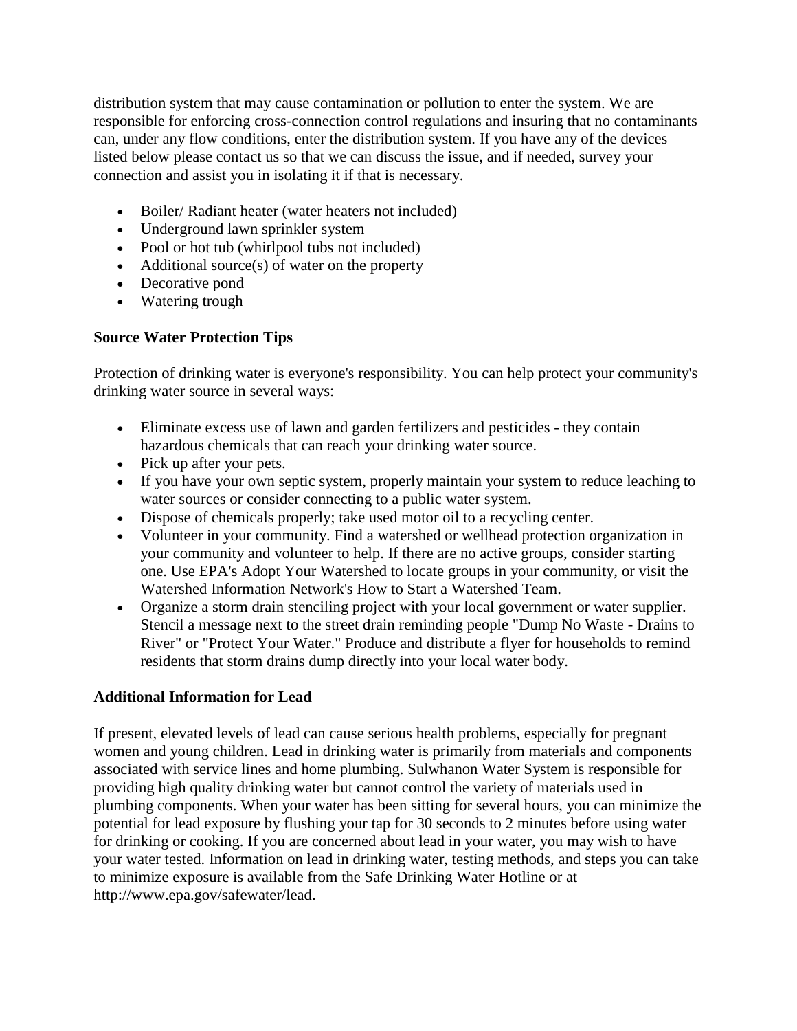distribution system that may cause contamination or pollution to enter the system. We are responsible for enforcing cross-connection control regulations and insuring that no contaminants can, under any flow conditions, enter the distribution system. If you have any of the devices listed below please contact us so that we can discuss the issue, and if needed, survey your connection and assist you in isolating it if that is necessary.

- Boiler/ Radiant heater (water heaters not included)
- Underground lawn sprinkler system
- Pool or hot tub (whirlpool tubs not included)
- Additional source(s) of water on the property
- Decorative pond
- Watering trough

**Source Water Protection Tips**

Protection of drinking water is everyone's responsibility. You can help protect your community's drinking water source in several ways:

- Eliminate excess use of lawn and garden fertilizers and pesticides - they contain hazardous chemicals that can reach your drinking water source.
- Pick up after your pets.
- If you have your own septic system, properly maintain your system to reduce leaching to water sources or consider connecting to a public water system.
- Dispose of chemicals properly; take used motor oil to a recycling center.
- Volunteer in your community. Find a watershed or wellhead protection organization in your community and volunteer to help. If there are no active groups, consider starting one. Use EPA's Adopt Your Watershed to locate groups in your community, or visit the Watershed Information Network's How to Start a Watershed Team.
- Organize a storm drain stenciling project with your local government or water supplier. Stencil a message next to the street drain reminding people "Dump No Waste - Drains to River" or "Protect Your Water." Produce and distribute a flyer for households to remind residents that storm drains dump directly into your local water body.

**Additional Information for Lead**

If present, elevated levels of lead can cause serious health problems, especially for pregnant women and young children. Lead in drinking water is primarily from materials and components associated with service lines and home plumbing. Sulwhanon Water System is responsible for providing high quality drinking water but cannot control the variety of materials used in plumbing components. When your water has been sitting for several hours, you can minimize the potential for lead exposure by flushing your tap for 30 seconds to 2 minutes before using water for drinking or cooking. If you are concerned about lead in your water, you may wish to have your water tested. Information on lead in drinking water, testing methods, and steps you can take to minimize exposure is available from the Safe Drinking Water Hotline or at http://www.epa.gov/safewater/lead.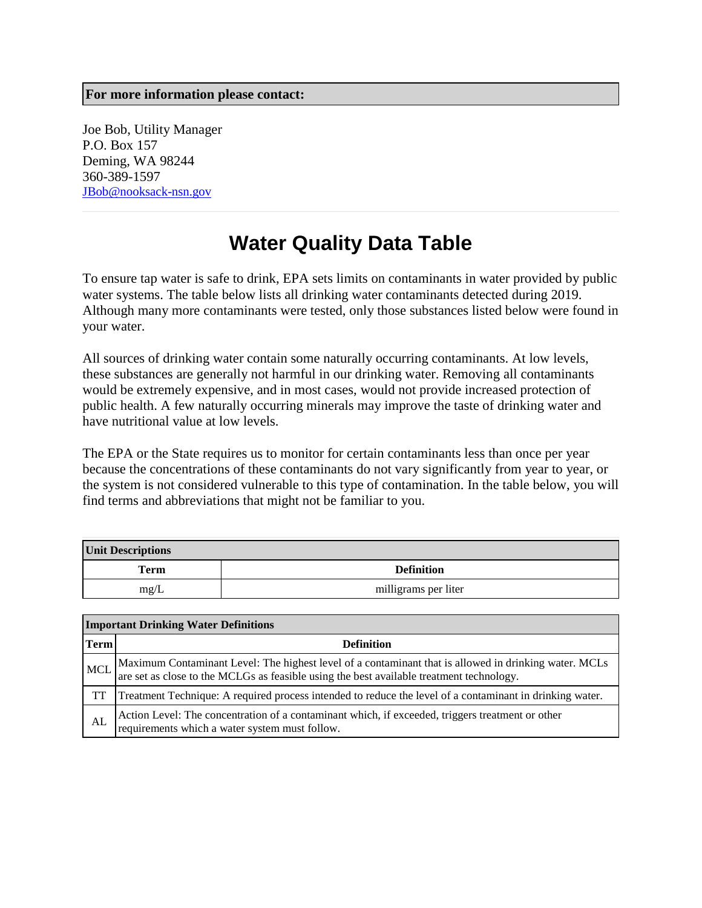**For more information please contact:**

Joe Bob, Utility Manager
P.O. Box 157
Deming, WA 98244
360-389-1597
JBob@nooksack-nsn.gov

---

# Water Quality Data Table

To ensure tap water is safe to drink, EPA sets limits on contaminants in water provided by public water systems. The table below lists all drinking water contaminants detected during 2019. Although many more contaminants were tested, only those substances listed below were found in your water.

All sources of drinking water contain some naturally occurring contaminants. At low levels, these substances are generally not harmful in our drinking water. Removing all contaminants would be extremely expensive, and in most cases, would not provide increased protection of public health. A few naturally occurring minerals may improve the taste of drinking water and have nutritional value at low levels.

The EPA or the State requires us to monitor for certain contaminants less than once per year because the concentrations of these contaminants do not vary significantly from year to year, or the system is not considered vulnerable to this type of contamination. In the table below, you will find terms and abbreviations that might not be familiar to you.

**Unit Descriptions**

| Term | Definition |
| --- | --- |
| mg/L | milligrams per liter |

**Important Drinking Water Definitions**

| Term | Definition |
| --- | --- |
| MCL | Maximum Contaminant Level: The highest level of a contaminant that is allowed in drinking water. MCLs are set as close to the MCLGs as feasible using the best available treatment technology. |
| TT | Treatment Technique: A required process intended to reduce the level of a contaminant in drinking water. |
| AL | Action Level: The concentration of a contaminant which, if exceeded, triggers treatment or other requirements which a water system must follow. |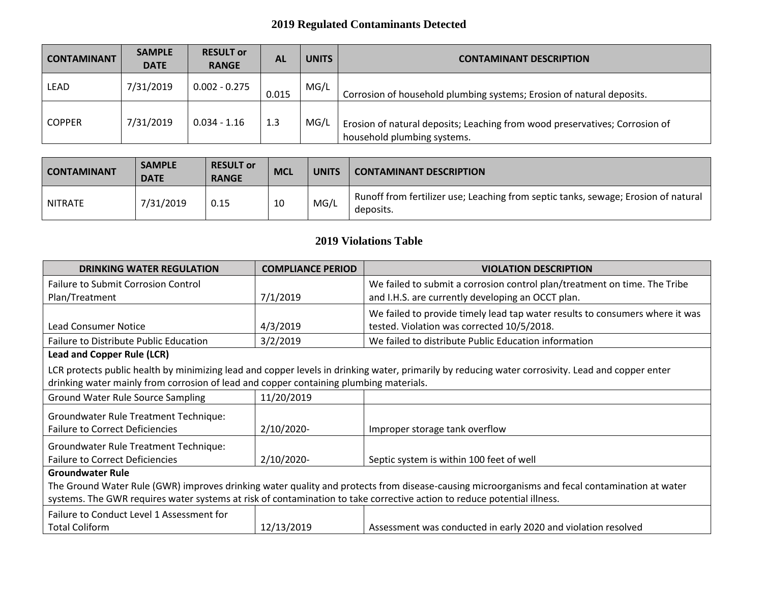## 2019 Regulated Contaminants Detected

| CONTAMINANT | SAMPLE DATE | RESULT or RANGE | AL | UNITS | CONTAMINANT DESCRIPTION |
|---|---|---|---|---|---|
| LEAD | 7/31/2019 | 0.002 - 0.275 | 0.015 | MG/L | Corrosion of household plumbing systems; Erosion of natural deposits. |
| COPPER | 7/31/2019 | 0.034 - 1.16 | 1.3 | MG/L | Erosion of natural deposits; Leaching from wood preservatives; Corrosion of household plumbing systems. |

| CONTAMINANT | SAMPLE DATE | RESULT or RANGE | MCL | UNITS | CONTAMINANT DESCRIPTION |
|---|---|---|---|---|---|
| NITRATE | 7/31/2019 | 0.15 | 10 | MG/L | Runoff from fertilizer use; Leaching from septic tanks, sewage; Erosion of natural deposits. |

## 2019 Violations Table

| DRINKING WATER REGULATION | COMPLIANCE PERIOD | VIOLATION DESCRIPTION |
|---|---|---|
| Failure to Submit Corrosion Control Plan/Treatment | 7/1/2019 | We failed to submit a corrosion control plan/treatment on time. The Tribe and I.H.S. are currently developing an OCCT plan. |
| Lead Consumer Notice | 4/3/2019 | We failed to provide timely lead tap water results to consumers where it was tested. Violation was corrected 10/5/2018. |
| Failure to Distribute Public Education | 3/2/2019 | We failed to distribute Public Education information |
| **Lead and Copper Rule (LCR)** LCR protects public health by minimizing lead and copper levels in drinking water, primarily by reducing water corrosivity. Lead and copper enter drinking water mainly from corrosion of lead and copper containing plumbing materials. | | |
| Ground Water Rule Source Sampling | 11/20/2019 | |
| Groundwater Rule Treatment Technique: Failure to Correct Deficiencies | 2/10/2020- | Improper storage tank overflow |
| Groundwater Rule Treatment Technique: Failure to Correct Deficiencies | 2/10/2020- | Septic system is within 100 feet of well |
| **Groundwater Rule** The Ground Water Rule (GWR) improves drinking water quality and protects from disease-causing microorganisms and fecal contamination at water systems. The GWR requires water systems at risk of contamination to take corrective action to reduce potential illness. | | |
| Failure to Conduct Level 1 Assessment for Total Coliform | 12/13/2019 | Assessment was conducted in early 2020 and violation resolved |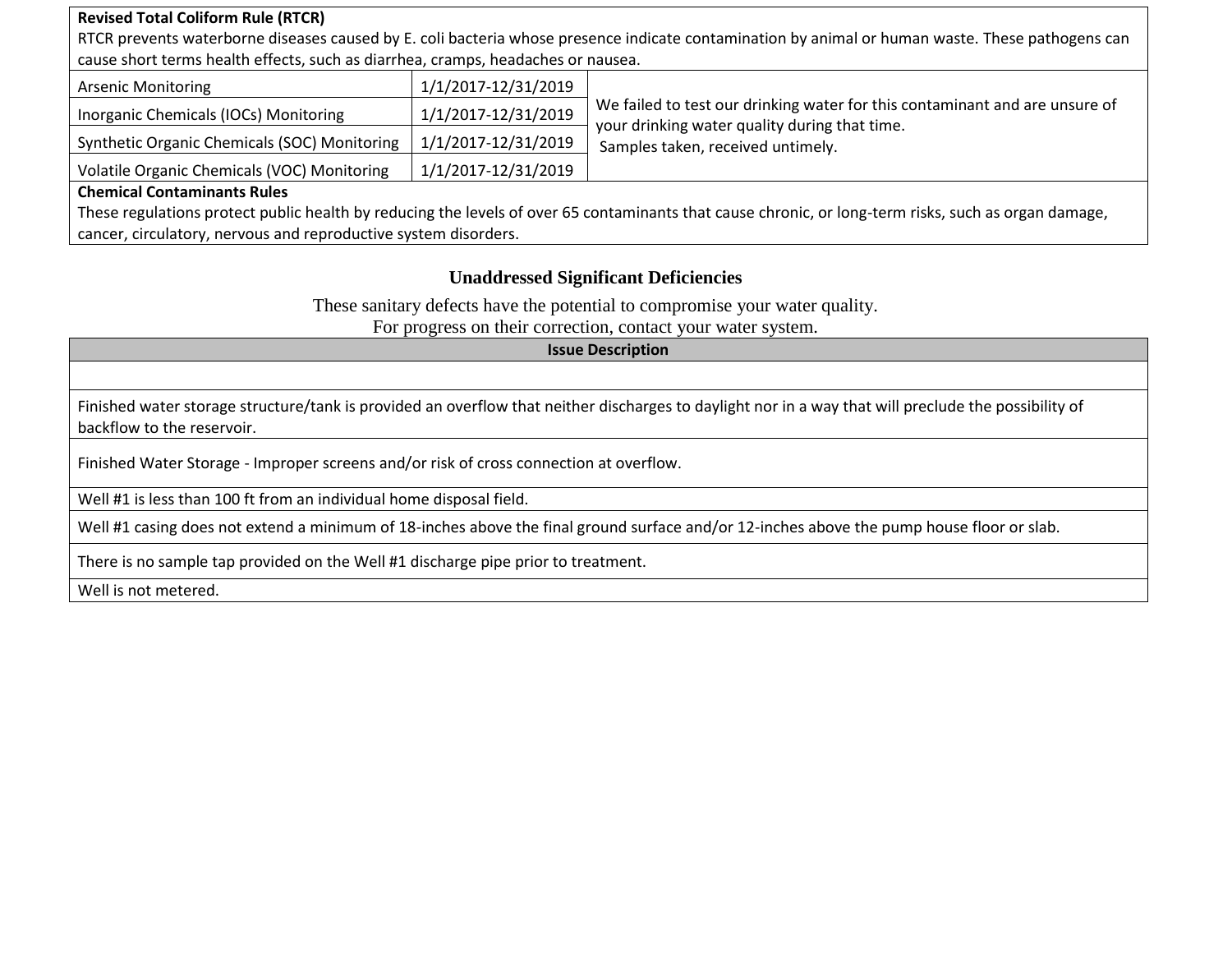| | | |
|---|---|---|
| **Revised Total Coliform Rule (RTCR)**<br>RTCR prevents waterborne diseases caused by E. coli bacteria whose presence indicate contamination by animal or human waste. These pathogens can cause short terms health effects, such as diarrhea, cramps, headaches or nausea. | | |
| Arsenic Monitoring | 1/1/2017-12/31/2019 | We failed to test our drinking water for this contaminant and are unsure of your drinking water quality during that time.<br>Samples taken, received untimely. |
| Inorganic Chemicals (IOCs) Monitoring | 1/1/2017-12/31/2019 | |
| Synthetic Organic Chemicals (SOC) Monitoring | 1/1/2017-12/31/2019 | |
| Volatile Organic Chemicals (VOC) Monitoring | 1/1/2017-12/31/2019 | |
| **Chemical Contaminants Rules**<br>These regulations protect public health by reducing the levels of over 65 contaminants that cause chronic, or long-term risks, such as organ damage, cancer, circulatory, nervous and reproductive system disorders. | | |

## Unaddressed Significant Deficiencies

These sanitary defects have the potential to compromise your water quality.
For progress on their correction, contact your water system.

| Issue Description |
|---|
| |
| Finished water storage structure/tank is provided an overflow that neither discharges to daylight nor in a way that will preclude the possibility of backflow to the reservoir. |
| Finished Water Storage - Improper screens and/or risk of cross connection at overflow. |
| Well #1 is less than 100 ft from an individual home disposal field. |
| Well #1 casing does not extend a minimum of 18-inches above the final ground surface and/or 12-inches above the pump house floor or slab. |
| There is no sample tap provided on the Well #1 discharge pipe prior to treatment. |
| Well is not metered. |